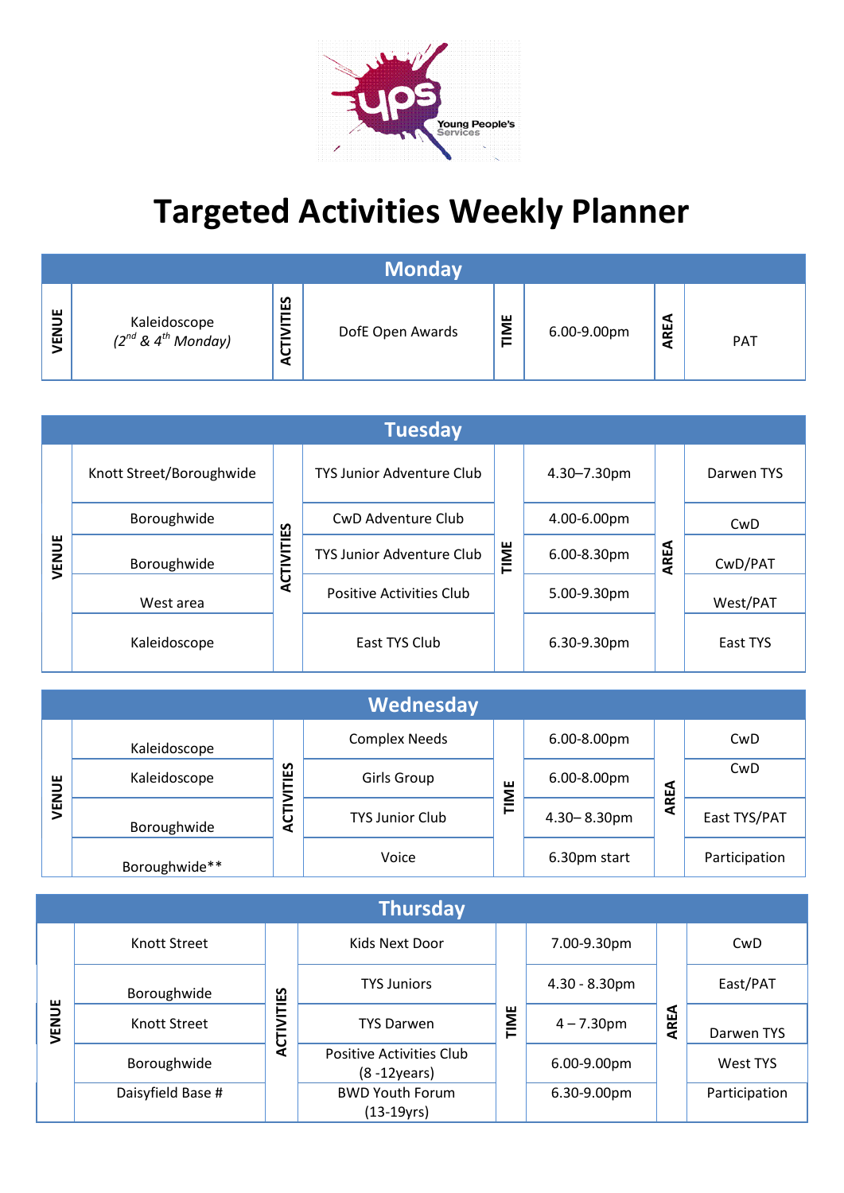Young People's Services

# Targeted Activities Weekly Planner

## Monday

| VENUE | ACTIVITIES | TIME | AREA |
|---|---|---|---|
| Kaleidoscope *(2nd & 4th Monday)* | DofE Open Awards | 6.00-9.00pm | PAT |

## Tuesday

| VENUE | ACTIVITIES | TIME | AREA |
|---|---|---|---|
| Knott Street/Boroughwide | TYS Junior Adventure Club | 4.30–7.30pm | Darwen TYS |
| Boroughwide | CwD Adventure Club | 4.00-6.00pm | CwD |
| Boroughwide | TYS Junior Adventure Club | 6.00-8.30pm | CwD/PAT |
| West area | Positive Activities Club | 5.00-9.30pm | West/PAT |
| Kaleidoscope | East TYS Club | 6.30-9.30pm | East TYS |

## Wednesday

| VENUE | ACTIVITIES | TIME | AREA |
|---|---|---|---|
| Kaleidoscope | Complex Needs | 6.00-8.00pm | CwD |
| Kaleidoscope | Girls Group | 6.00-8.00pm | CwD |
| Boroughwide | TYS Junior Club | 4.30– 8.30pm | East TYS/PAT |
| Boroughwide** | Voice | 6.30pm start | Participation |

## Thursday

| VENUE | ACTIVITIES | TIME | AREA |
|---|---|---|---|
| Knott Street | Kids Next Door | 7.00-9.30pm | CwD |
| Boroughwide | TYS Juniors | 4.30 - 8.30pm | East/PAT |
| Knott Street | TYS Darwen | 4 – 7.30pm | Darwen TYS |
| Boroughwide | Positive Activities Club (8 -12years) | 6.00-9.00pm | West TYS |
| Daisyfield Base # | BWD Youth Forum (13-19yrs) | 6.30-9.00pm | Participation |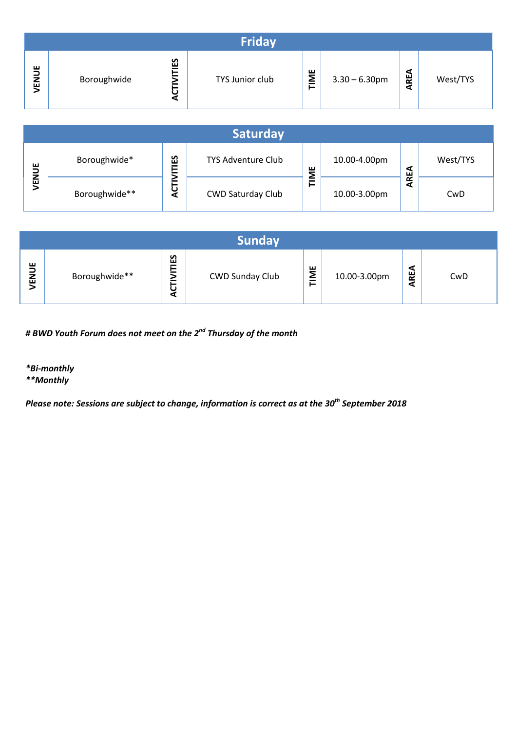| Friday | | | | | | | |
| --- | --- | --- | --- | --- | --- | --- | --- |
| VENUE | Boroughwide | ACTIVITIES | TYS Junior club | TIME | 3.30 – 6.30pm | AREA | West/TYS |

| Saturday | | | | | | | |
| --- | --- | --- | --- | --- | --- | --- | --- |
| VENUE | Boroughwide* | ACTIVITIES | TYS Adventure Club | TIME | 10.00-4.00pm | AREA | West/TYS |
| | Boroughwide** | | CWD Saturday Club | | 10.00-3.00pm | | CwD |

| Sunday | | | | | | | |
| --- | --- | --- | --- | --- | --- | --- | --- |
| VENUE | Boroughwide** | ACTIVITIES | CWD Sunday Club | TIME | 10.00-3.00pm | AREA | CwD |

***# BWD Youth Forum does not meet on the 2nd Thursday of the month***

****Bi-monthly***
*****Monthly***

***Please note: Sessions are subject to change, information is correct as at the 30th September 2018***